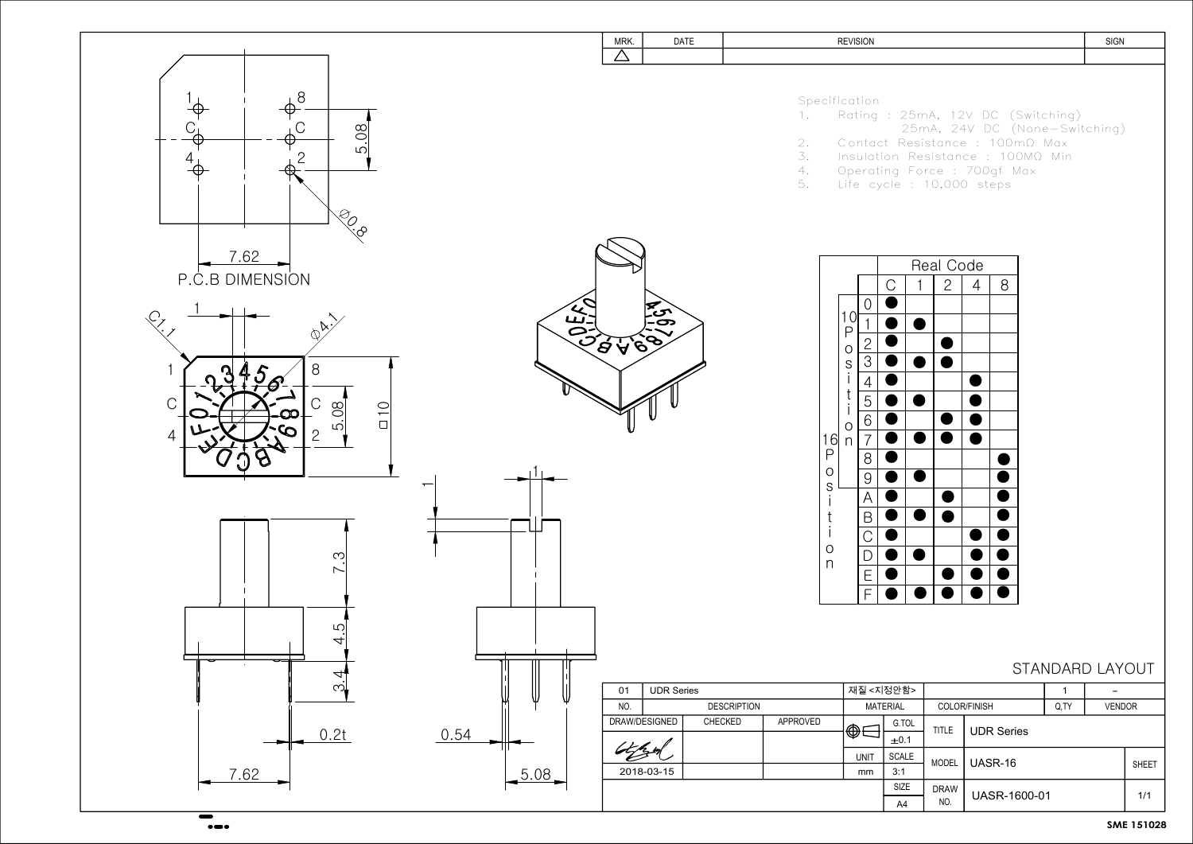| MRK. | DATE | REVISION | SIGN |
|---|---|---|---|
| △ | | | |

Specification

1. Rating : 25mA, 12V DC (Switching)
   25mA, 24V DC (None-Switching)
2. Contact Resistance : 100mΩ Max
3. Insulation Resistance : 100MΩ Min
4. Operating Force : 700gf Max
5. Life cycle : 10,000 steps

P.C.B DIMENSION

7.62, 5.08, Ø0.8

1, 8, C, C, 4, 2

C1.1, 1, Ø4.1, 5.08, □10

7.3, 4.5, 3.4, 0.2t, 7.62, 1, 1, 0.54, 5.08

| | | Real Code | | | | |
|---|---|---|---|---|---|---|
| | | C | 1 | 2 | 4 | 8 |
| 10 Position / 16 Position | 0 | ● | | | | |
| | 1 | ● | ● | | | |
| | 2 | ● | | ● | | |
| | 3 | ● | ● | ● | | |
| | 4 | ● | | | ● | |
| | 5 | ● | ● | | ● | |
| | 6 | ● | | ● | ● | |
| | 7 | ● | ● | ● | ● | |
| | 8 | ● | | | | ● |
| | 9 | ● | ● | | | ● |
| 16 Position | A | ● | | ● | | ● |
| | B | ● | ● | ● | | ● |
| | C | ● | | | ● | ● |
| | D | ● | ● | | ● | ● |
| | E | ● | | ● | ● | ● |
| | F | ● | ● | ● | ● | ● |

STANDARD LAYOUT

| 01 | UDR Series | | | 재질<지정안함> | | | 1 | - |
|---|---|---|---|---|---|---|---|---|
| NO. | DESCRIPTION | | | MATERIAL | | COLOR/FINISH | Q,TY | VENDOR |
| DRAW/DESIGNED | CHECKED | APPROVED | | G.TOL ±0.1 | TITLE | UDR Series | | |
| 2018-03-15 | | | UNIT mm | SCALE 3:1 | MODEL | UASR-16 | | SHEET |
| | | | | SIZE A4 | DRAW NO. | UASR-1600-01 | | 1/1 |

SME 151028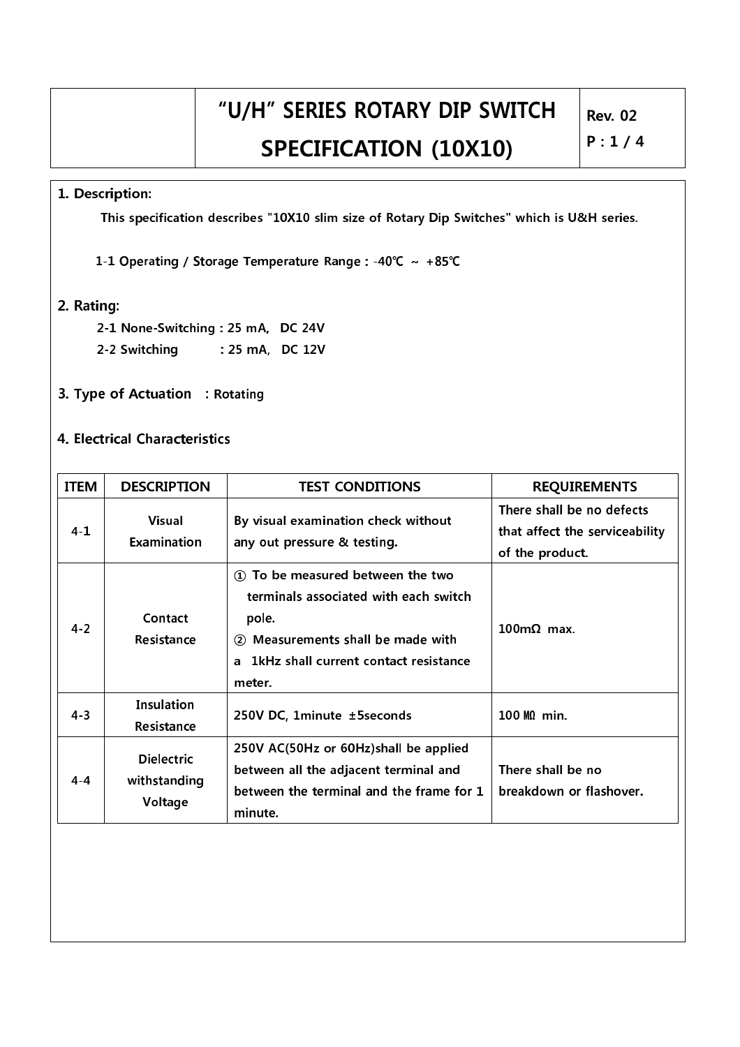# "U/H" SERIES ROTARY DIP SWITCH SPECIFICATION (10X10)

Rev. 02

## 1. Description:

This specification describes "10X10 slim size of Rotary Dip Switches" which is U&H series.

1-1 Operating / Storage Temperature Range : -40℃ ~ +85℃

## 2. Rating:

2-1 None-Switching : 25 mA, DC 24V

2-2 Switching : 25 mA, DC 12V

## 3. Type of Actuation : Rotating

## 4. Electrical Characteristics

| ITEM | DESCRIPTION | TEST CONDITIONS | REQUIREMENTS |
|---|---|---|---|
| 4-1 | Visual Examination | By visual examination check without any out pressure & testing. | There shall be no defects that affect the serviceability of the product. |
| 4-2 | Contact Resistance | ① To be measured between the two terminals associated with each switch pole. ② Measurements shall be made with a 1kHz shall current contact resistance meter. | 100mΩ max. |
| 4-3 | Insulation Resistance | 250V DC, 1minute ±5seconds | 100 MΩ min. |
| 4-4 | Dielectric withstanding Voltage | 250V AC(50Hz or 60Hz)shall be applied between all the adjacent terminal and between the terminal and the frame for 1 minute. | There shall be no breakdown or flashover. |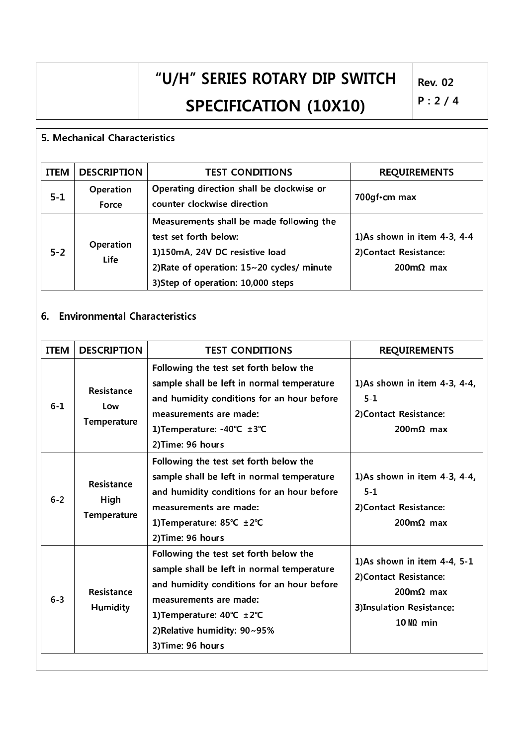## 5. Mechanical Characteristics

| ITEM | DESCRIPTION | TEST CONDITIONS | REQUIREMENTS |
|---|---|---|---|
| 5-1 | Operation Force | Operating direction shall be clockwise or counter clockwise direction | 700gf•cm max |
| 5-2 | Operation Life | Measurements shall be made following the test set forth below:<br>1)150mA, 24V DC resistive load<br>2)Rate of operation: 15~20 cycles/ minute<br>3)Step of operation: 10,000 steps | 1)As shown in item 4-3, 4-4<br>2)Contact Resistance:<br>200mΩ max |

## 6. Environmental Characteristics

| ITEM | DESCRIPTION | TEST CONDITIONS | REQUIREMENTS |
|---|---|---|---|
| 6-1 | Resistance Low Temperature | Following the test set forth below the sample shall be left in normal temperature and humidity conditions for an hour before measurements are made:<br>1)Temperature: -40℃ ±3℃<br>2)Time: 96 hours | 1)As shown in item 4-3, 4-4, 5-1<br>2)Contact Resistance:<br>200mΩ max |
| 6-2 | Resistance High Temperature | Following the test set forth below the sample shall be left in normal temperature and humidity conditions for an hour before measurements are made:<br>1)Temperature: 85℃ ±2℃<br>2)Time: 96 hours | 1)As shown in item 4-3, 4-4, 5-1<br>2)Contact Resistance:<br>200mΩ max |
| 6-3 | Resistance Humidity | Following the test set forth below the sample shall be left in normal temperature and humidity conditions for an hour before measurements are made:<br>1)Temperature: 40℃ ±2℃<br>2)Relative humidity: 90~95%<br>3)Time: 96 hours | 1)As shown in item 4-4, 5-1<br>2)Contact Resistance:<br>200mΩ max<br>3)Insulation Resistance:<br>10 MΩ min |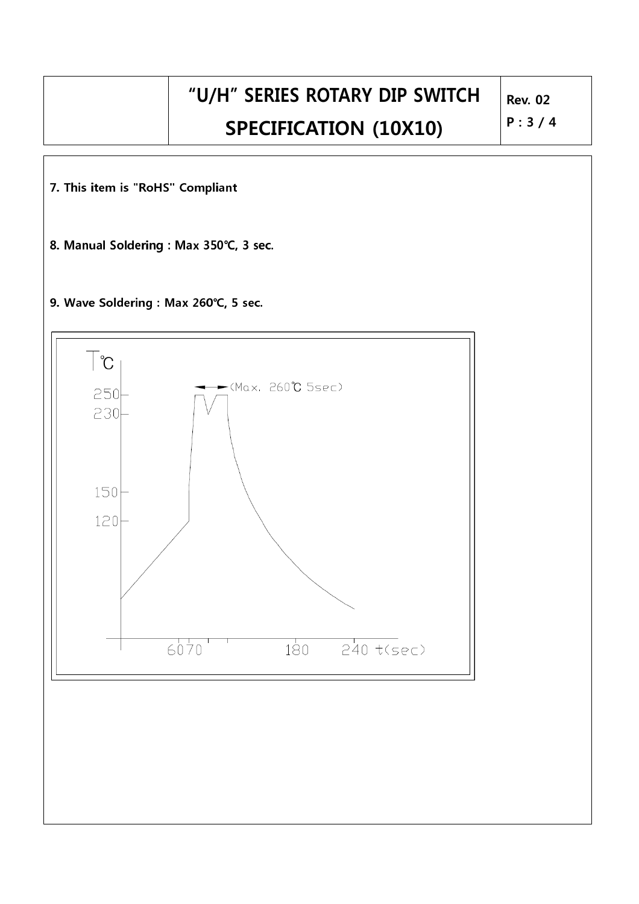7. This item is "RoHS" Compliant

8. Manual Soldering : Max 350℃, 3 sec.

9. Wave Soldering : Max 260℃, 5 sec.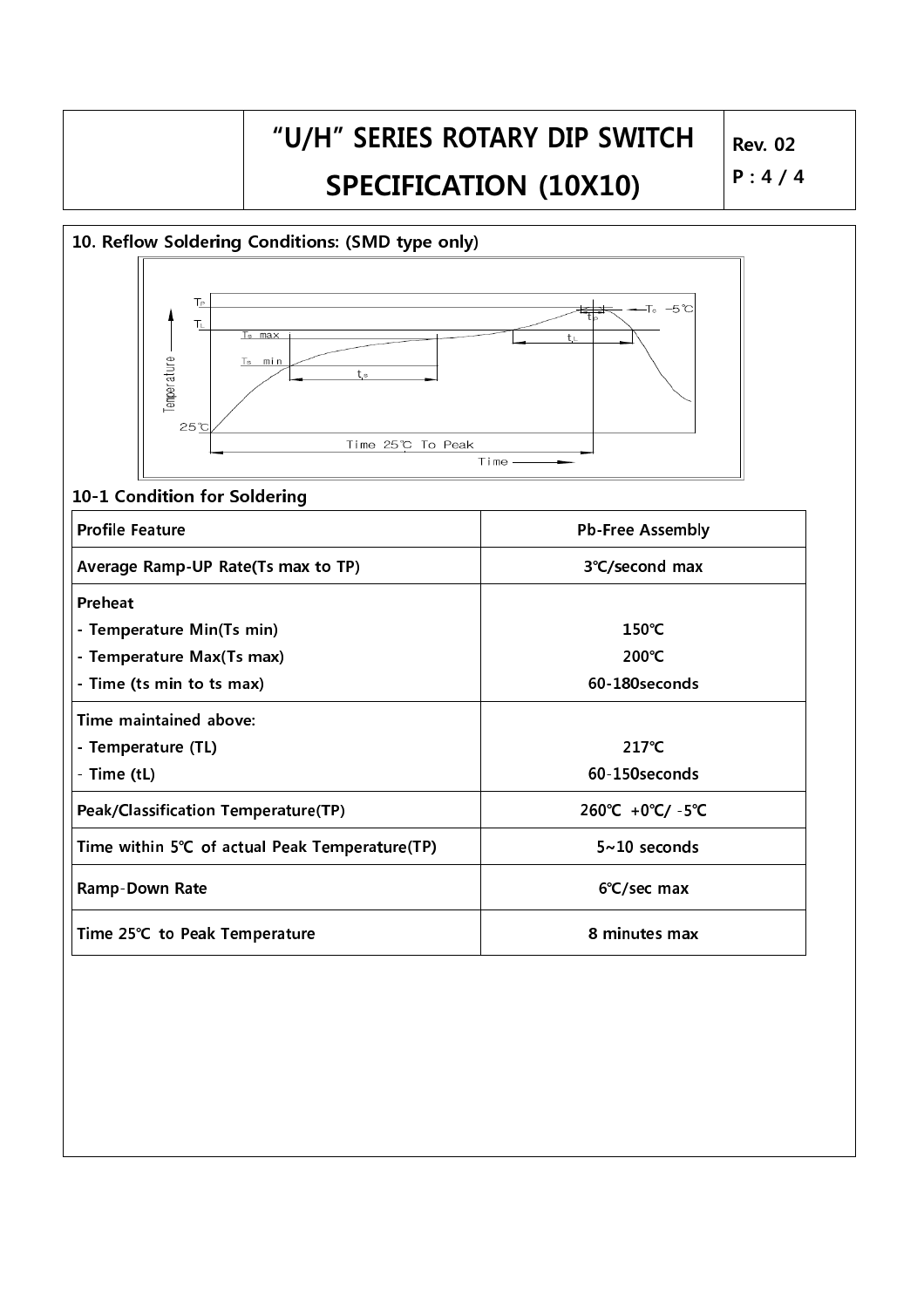## 10. Reflow Soldering Conditions: (SMD type only)

$T_P$

$T_L$

$T_S$ max

$T_S$ min

$t_S$

$t_P$

$T_C$ −5℃

$t_L$

Temperature

25℃

Time 25℃ To Peak

Time

### 10-1 Condition for Soldering

| Profile Feature | Pb-Free Assembly |
|---|---|
| Average Ramp-UP Rate(Ts max to TP) | 3℃/second max |
| Preheat<br>- Temperature Min(Ts min)<br>- Temperature Max(Ts max)<br>- Time (ts min to ts max) | <br>150℃<br>200℃<br>60-180seconds |
| Time maintained above:<br>- Temperature (TL)<br>- Time (tL) | <br>217℃<br>60-150seconds |
| Peak/Classification Temperature(TP) | 260℃ +0℃/ -5℃ |
| Time within 5℃ of actual Peak Temperature(TP) | 5~10 seconds |
| Ramp-Down Rate | 6℃/sec max |
| Time 25℃ to Peak Temperature | 8 minutes max |